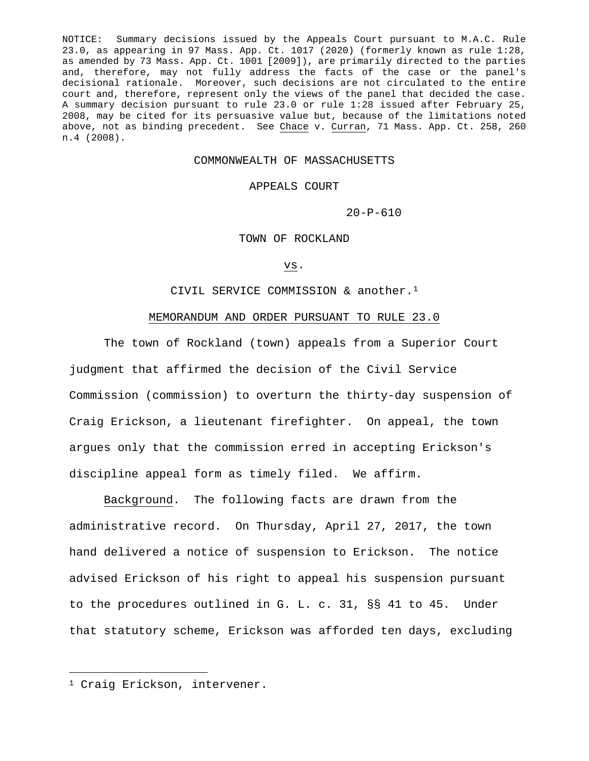NOTICE: Summary decisions issued by the Appeals Court pursuant to M.A.C. Rule 23.0, as appearing in 97 Mass. App. Ct. 1017 (2020) (formerly known as rule 1:28, as amended by 73 Mass. App. Ct. 1001 [2009]), are primarily directed to the parties and, therefore, may not fully address the facts of the case or the panel's decisional rationale. Moreover, such decisions are not circulated to the entire court and, therefore, represent only the views of the panel that decided the case. A summary decision pursuant to rule 23.0 or rule 1:28 issued after February 25, 2008, may be cited for its persuasive value but, because of the limitations noted above, not as binding precedent. See Chace v. Curran, 71 Mass. App. Ct. 258, 260 n.4 (2008).

COMMONWEALTH OF MASSACHUSETTS

APPEALS COURT

20-P-610

TOWN OF ROCKLAND

vs.

CIVIL SERVICE COMMISSION & another.[1]

MEMORANDUM AND ORDER PURSUANT TO RULE 23.0

The town of Rockland (town) appeals from a Superior Court judgment that affirmed the decision of the Civil Service Commission (commission) to overturn the thirty-day suspension of Craig Erickson, a lieutenant firefighter. On appeal, the town argues only that the commission erred in accepting Erickson's discipline appeal form as timely filed. We affirm.

Background. The following facts are drawn from the administrative record. On Thursday, April 27, 2017, the town hand delivered a notice of suspension to Erickson. The notice advised Erickson of his right to appeal his suspension pursuant to the procedures outlined in G. L. c. 31, §§ 41 to 45. Under that statutory scheme, Erickson was afforded ten days, excluding

[1] Craig Erickson, intervener.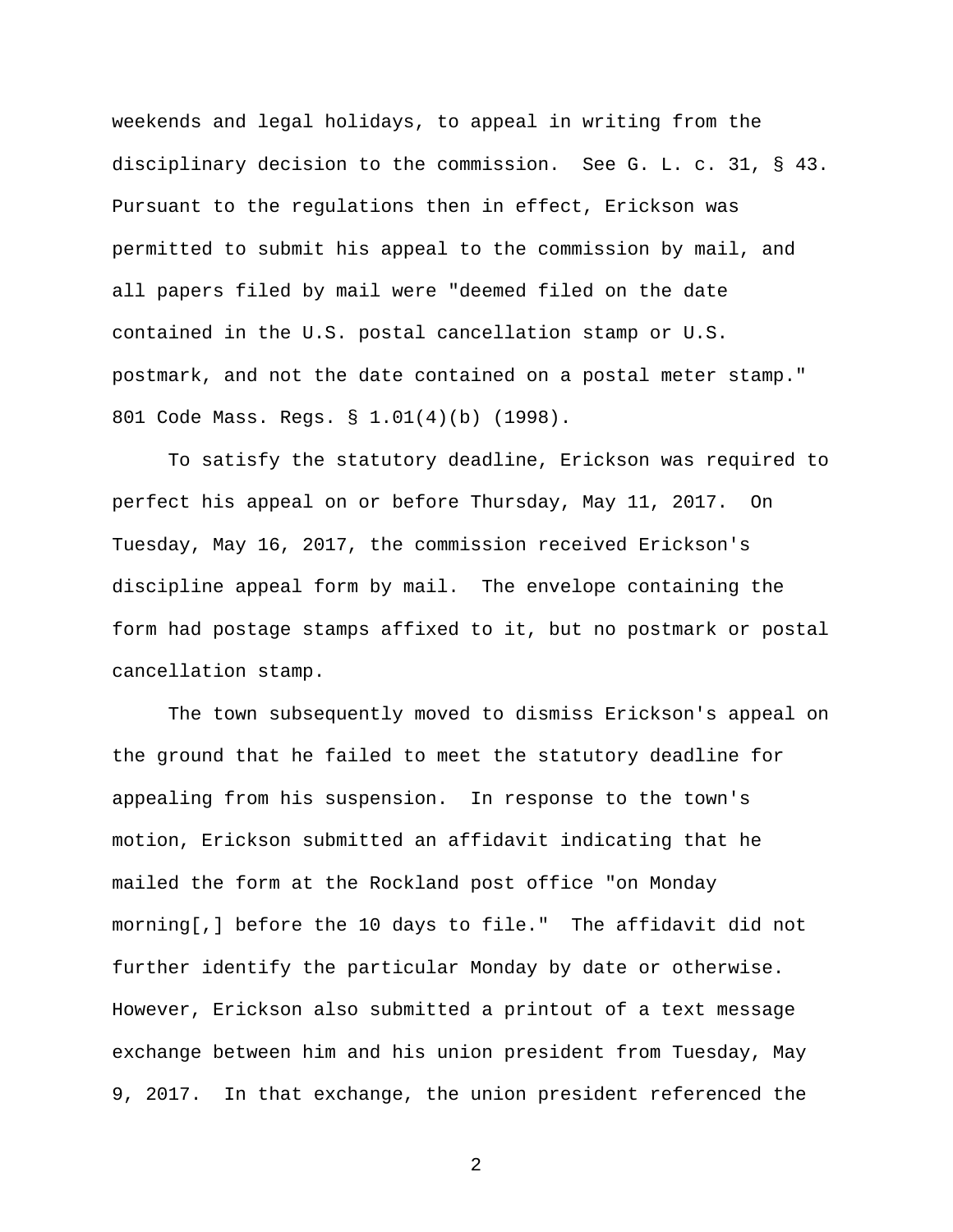weekends and legal holidays, to appeal in writing from the disciplinary decision to the commission. See G. L. c. 31, § 43. Pursuant to the regulations then in effect, Erickson was permitted to submit his appeal to the commission by mail, and all papers filed by mail were "deemed filed on the date contained in the U.S. postal cancellation stamp or U.S. postmark, and not the date contained on a postal meter stamp." 801 Code Mass. Regs. § 1.01(4)(b) (1998).

To satisfy the statutory deadline, Erickson was required to perfect his appeal on or before Thursday, May 11, 2017. On Tuesday, May 16, 2017, the commission received Erickson's discipline appeal form by mail. The envelope containing the form had postage stamps affixed to it, but no postmark or postal cancellation stamp.

The town subsequently moved to dismiss Erickson's appeal on the ground that he failed to meet the statutory deadline for appealing from his suspension. In response to the town's motion, Erickson submitted an affidavit indicating that he mailed the form at the Rockland post office "on Monday morning[,] before the 10 days to file." The affidavit did not further identify the particular Monday by date or otherwise. However, Erickson also submitted a printout of a text message exchange between him and his union president from Tuesday, May 9, 2017. In that exchange, the union president referenced the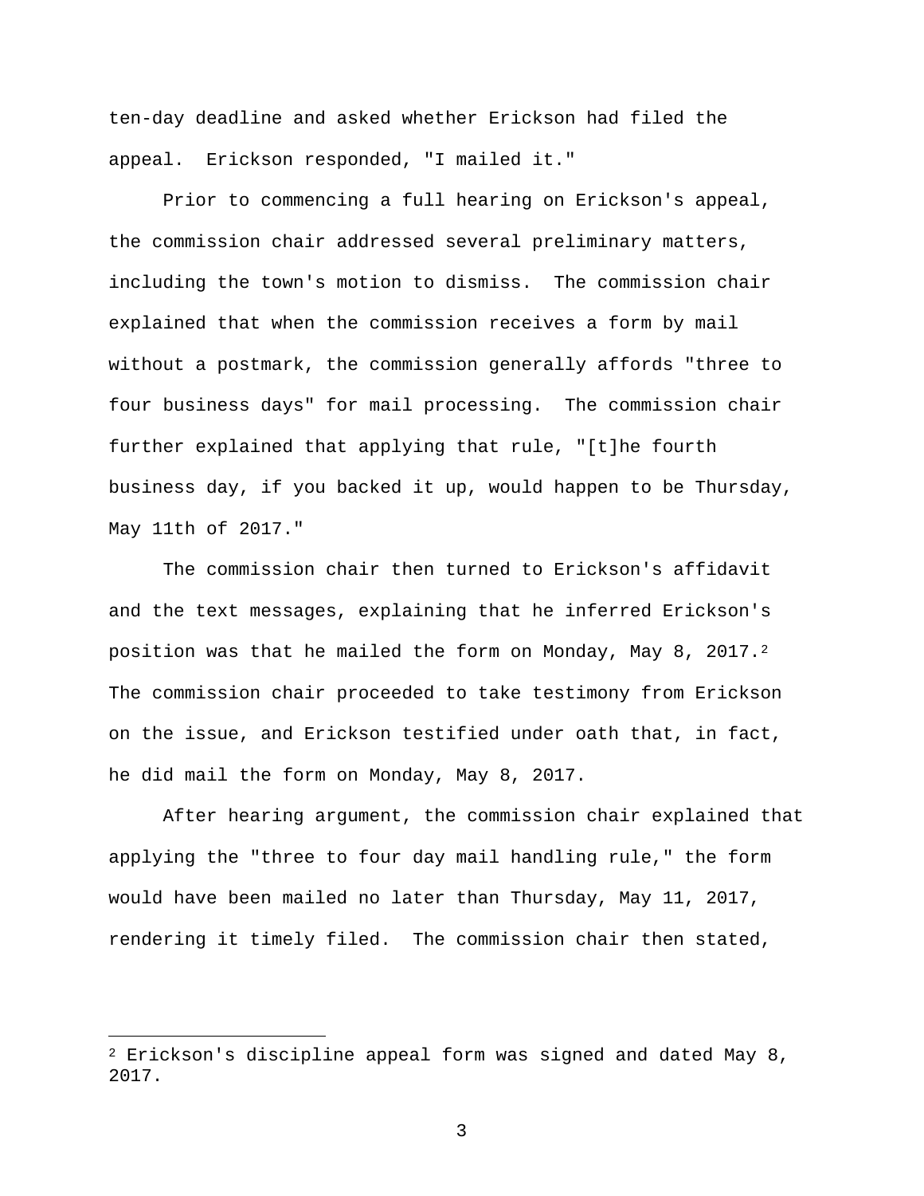ten-day deadline and asked whether Erickson had filed the appeal. Erickson responded, "I mailed it."

Prior to commencing a full hearing on Erickson's appeal, the commission chair addressed several preliminary matters, including the town's motion to dismiss. The commission chair explained that when the commission receives a form by mail without a postmark, the commission generally affords "three to four business days" for mail processing. The commission chair further explained that applying that rule, "[t]he fourth business day, if you backed it up, would happen to be Thursday, May 11th of 2017."

The commission chair then turned to Erickson's affidavit and the text messages, explaining that he inferred Erickson's position was that he mailed the form on Monday, May 8, 2017.[2] The commission chair proceeded to take testimony from Erickson on the issue, and Erickson testified under oath that, in fact, he did mail the form on Monday, May 8, 2017.

After hearing argument, the commission chair explained that applying the "three to four day mail handling rule," the form would have been mailed no later than Thursday, May 11, 2017, rendering it timely filed. The commission chair then stated,

---

[2] Erickson's discipline appeal form was signed and dated May 8, 2017.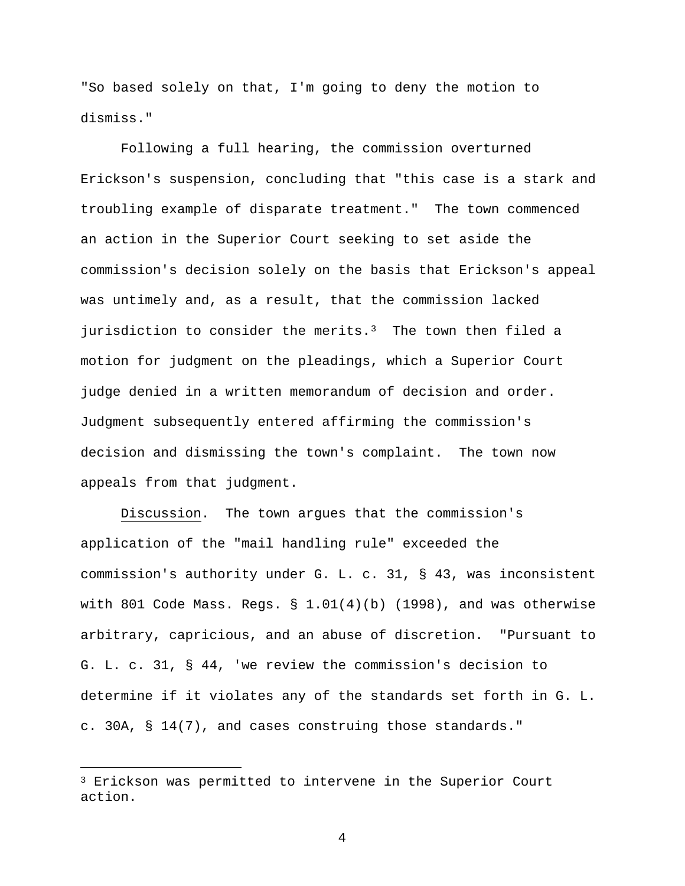"So based solely on that, I'm going to deny the motion to dismiss."

Following a full hearing, the commission overturned Erickson's suspension, concluding that "this case is a stark and troubling example of disparate treatment." The town commenced an action in the Superior Court seeking to set aside the commission's decision solely on the basis that Erickson's appeal was untimely and, as a result, that the commission lacked jurisdiction to consider the merits.[3] The town then filed a motion for judgment on the pleadings, which a Superior Court judge denied in a written memorandum of decision and order. Judgment subsequently entered affirming the commission's decision and dismissing the town's complaint. The town now appeals from that judgment.

Discussion. The town argues that the commission's application of the "mail handling rule" exceeded the commission's authority under G. L. c. 31, § 43, was inconsistent with 801 Code Mass. Regs. § 1.01(4)(b) (1998), and was otherwise arbitrary, capricious, and an abuse of discretion. "Pursuant to G. L. c. 31, § 44, 'we review the commission's decision to determine if it violates any of the standards set forth in G. L. c. 30A, § 14(7), and cases construing those standards."

[3] Erickson was permitted to intervene in the Superior Court action.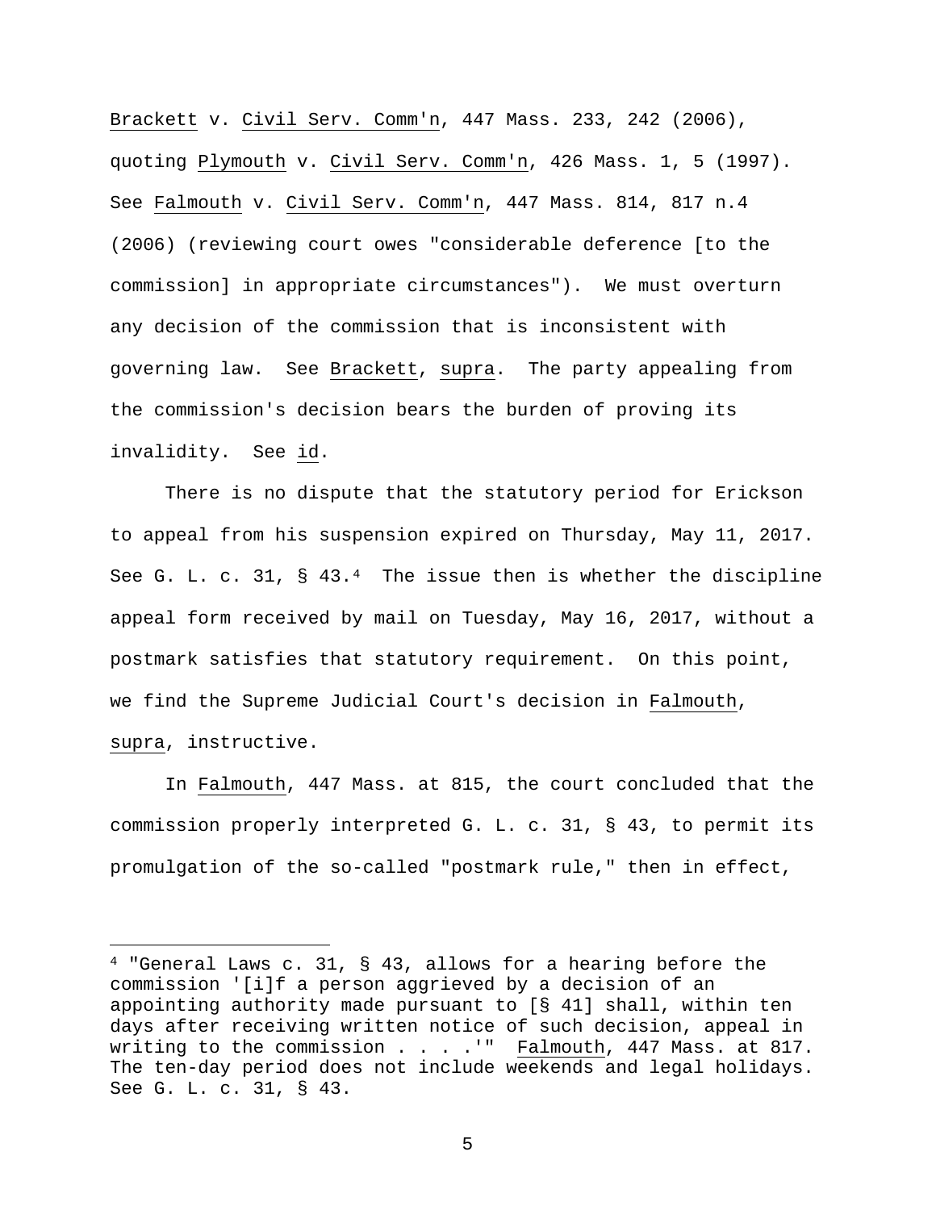Brackett v. Civil Serv. Comm'n, 447 Mass. 233, 242 (2006), quoting Plymouth v. Civil Serv. Comm'n, 426 Mass. 1, 5 (1997). See Falmouth v. Civil Serv. Comm'n, 447 Mass. 814, 817 n.4 (2006) (reviewing court owes "considerable deference [to the commission] in appropriate circumstances"). We must overturn any decision of the commission that is inconsistent with governing law. See Brackett, supra. The party appealing from the commission's decision bears the burden of proving its invalidity. See id.

There is no dispute that the statutory period for Erickson to appeal from his suspension expired on Thursday, May 11, 2017. See G. L. c. 31, § 43.[4] The issue then is whether the discipline appeal form received by mail on Tuesday, May 16, 2017, without a postmark satisfies that statutory requirement. On this point, we find the Supreme Judicial Court's decision in Falmouth, supra, instructive.

In Falmouth, 447 Mass. at 815, the court concluded that the commission properly interpreted G. L. c. 31, § 43, to permit its promulgation of the so-called "postmark rule," then in effect,

---

[4] "General Laws c. 31, § 43, allows for a hearing before the commission '[i]f a person aggrieved by a decision of an appointing authority made pursuant to [§ 41] shall, within ten days after receiving written notice of such decision, appeal in writing to the commission . . . .'" Falmouth, 447 Mass. at 817. The ten-day period does not include weekends and legal holidays. See G. L. c. 31, § 43.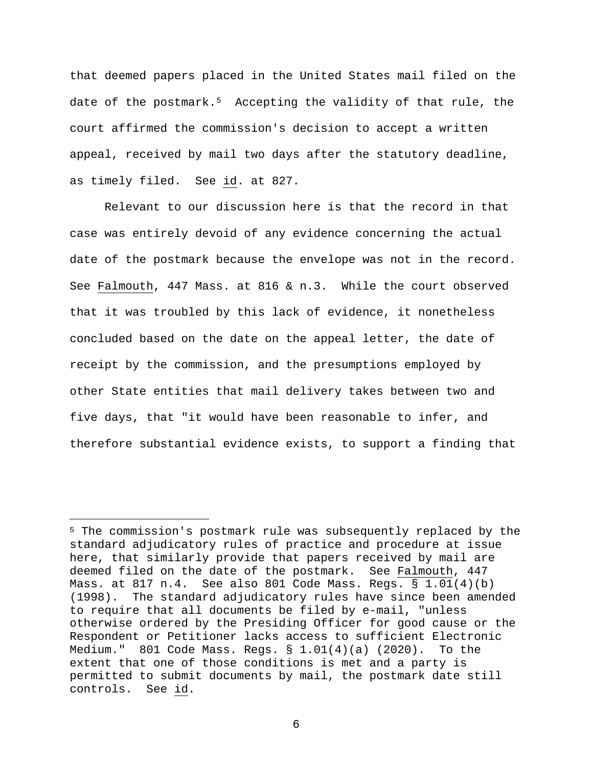that deemed papers placed in the United States mail filed on the date of the postmark.[5] Accepting the validity of that rule, the court affirmed the commission's decision to accept a written appeal, received by mail two days after the statutory deadline, as timely filed. See id. at 827.

Relevant to our discussion here is that the record in that case was entirely devoid of any evidence concerning the actual date of the postmark because the envelope was not in the record. See Falmouth, 447 Mass. at 816 & n.3. While the court observed that it was troubled by this lack of evidence, it nonetheless concluded based on the date on the appeal letter, the date of receipt by the commission, and the presumptions employed by other State entities that mail delivery takes between two and five days, that "it would have been reasonable to infer, and therefore substantial evidence exists, to support a finding that

---

[5] The commission's postmark rule was subsequently replaced by the standard adjudicatory rules of practice and procedure at issue here, that similarly provide that papers received by mail are deemed filed on the date of the postmark. See Falmouth, 447 Mass. at 817 n.4. See also 801 Code Mass. Regs. § 1.01(4)(b) (1998). The standard adjudicatory rules have since been amended to require that all documents be filed by e-mail, "unless otherwise ordered by the Presiding Officer for good cause or the Respondent or Petitioner lacks access to sufficient Electronic Medium." 801 Code Mass. Regs. § 1.01(4)(a) (2020). To the extent that one of those conditions is met and a party is permitted to submit documents by mail, the postmark date still controls. See id.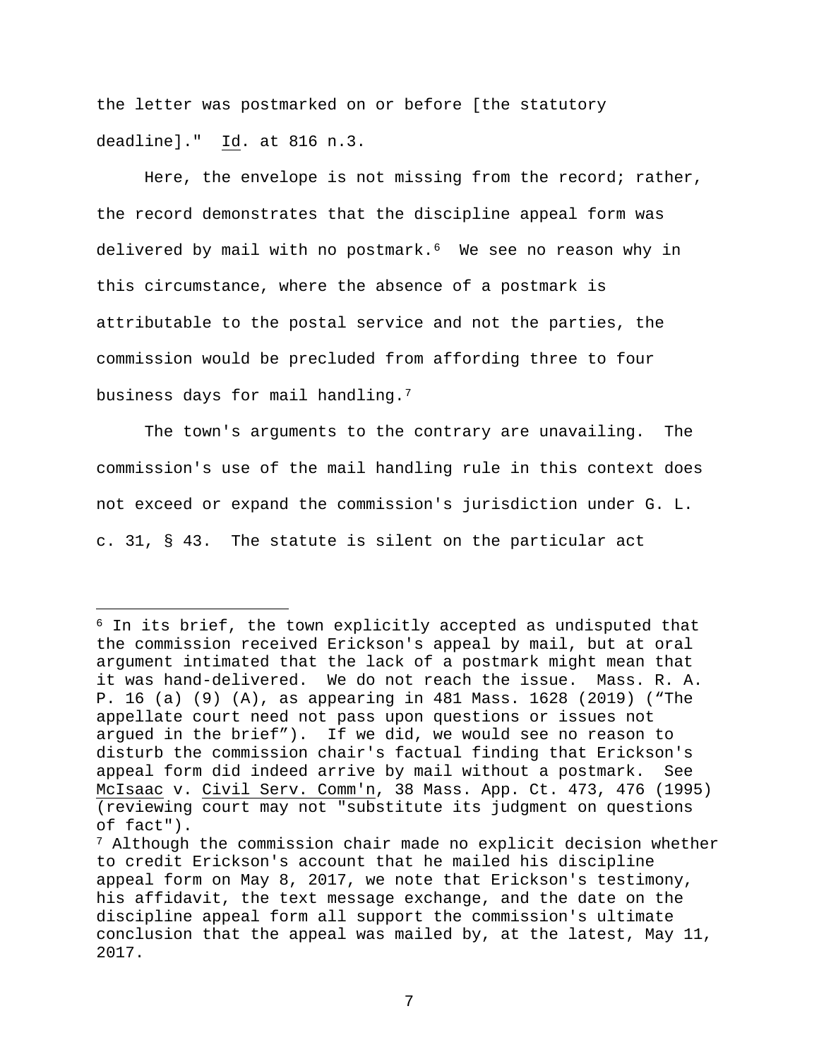the letter was postmarked on or before [the statutory deadline]." Id. at 816 n.3.

Here, the envelope is not missing from the record; rather, the record demonstrates that the discipline appeal form was delivered by mail with no postmark.[6] We see no reason why in this circumstance, where the absence of a postmark is attributable to the postal service and not the parties, the commission would be precluded from affording three to four business days for mail handling.[7]

The town's arguments to the contrary are unavailing. The commission's use of the mail handling rule in this context does not exceed or expand the commission's jurisdiction under G. L. c. 31, § 43. The statute is silent on the particular act

---

[6] In its brief, the town explicitly accepted as undisputed that the commission received Erickson's appeal by mail, but at oral argument intimated that the lack of a postmark might mean that it was hand-delivered. We do not reach the issue. Mass. R. A. P. 16 (a) (9) (A), as appearing in 481 Mass. 1628 (2019) ("The appellate court need not pass upon questions or issues not argued in the brief"). If we did, we would see no reason to disturb the commission chair's factual finding that Erickson's appeal form did indeed arrive by mail without a postmark. See McIsaac v. Civil Serv. Comm'n, 38 Mass. App. Ct. 473, 476 (1995) (reviewing court may not "substitute its judgment on questions of fact").

[7] Although the commission chair made no explicit decision whether to credit Erickson's account that he mailed his discipline appeal form on May 8, 2017, we note that Erickson's testimony, his affidavit, the text message exchange, and the date on the discipline appeal form all support the commission's ultimate conclusion that the appeal was mailed by, at the latest, May 11, 2017.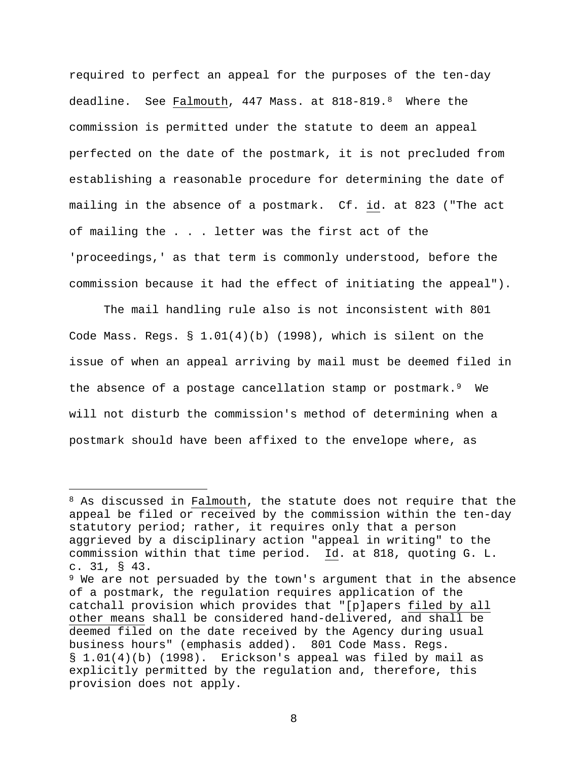required to perfect an appeal for the purposes of the ten-day deadline. See Falmouth, 447 Mass. at 818-819.[8] Where the commission is permitted under the statute to deem an appeal perfected on the date of the postmark, it is not precluded from establishing a reasonable procedure for determining the date of mailing in the absence of a postmark. Cf. id. at 823 ("The act of mailing the . . . letter was the first act of the 'proceedings,' as that term is commonly understood, before the commission because it had the effect of initiating the appeal").

The mail handling rule also is not inconsistent with 801 Code Mass. Regs. § 1.01(4)(b) (1998), which is silent on the issue of when an appeal arriving by mail must be deemed filed in the absence of a postage cancellation stamp or postmark.[9] We will not disturb the commission's method of determining when a postmark should have been affixed to the envelope where, as

---

[8] As discussed in Falmouth, the statute does not require that the appeal be filed or received by the commission within the ten-day statutory period; rather, it requires only that a person aggrieved by a disciplinary action "appeal in writing" to the commission within that time period. Id. at 818, quoting G. L. c. 31, § 43.

[9] We are not persuaded by the town's argument that in the absence of a postmark, the regulation requires application of the catchall provision which provides that "[p]apers filed by all other means shall be considered hand-delivered, and shall be deemed filed on the date received by the Agency during usual business hours" (emphasis added). 801 Code Mass. Regs. § 1.01(4)(b) (1998). Erickson's appeal was filed by mail as explicitly permitted by the regulation and, therefore, this provision does not apply.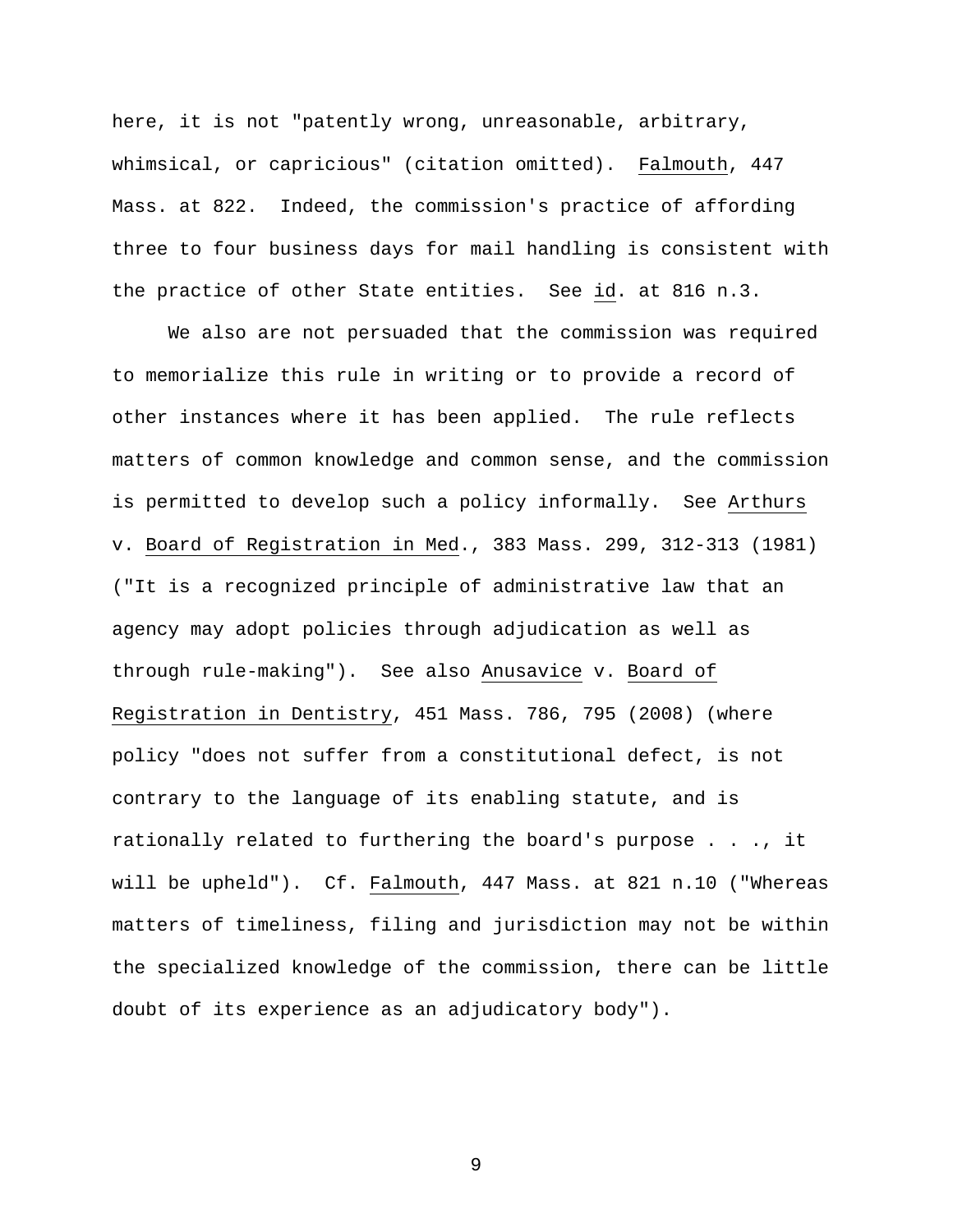here, it is not "patently wrong, unreasonable, arbitrary, whimsical, or capricious" (citation omitted). Falmouth, 447 Mass. at 822. Indeed, the commission's practice of affording three to four business days for mail handling is consistent with the practice of other State entities. See id. at 816 n.3.

We also are not persuaded that the commission was required to memorialize this rule in writing or to provide a record of other instances where it has been applied. The rule reflects matters of common knowledge and common sense, and the commission is permitted to develop such a policy informally. See Arthurs v. Board of Registration in Med., 383 Mass. 299, 312-313 (1981) ("It is a recognized principle of administrative law that an agency may adopt policies through adjudication as well as through rule-making"). See also Anusavice v. Board of Registration in Dentistry, 451 Mass. 786, 795 (2008) (where policy "does not suffer from a constitutional defect, is not contrary to the language of its enabling statute, and is rationally related to furthering the board's purpose . . ., it will be upheld"). Cf. Falmouth, 447 Mass. at 821 n.10 ("Whereas matters of timeliness, filing and jurisdiction may not be within the specialized knowledge of the commission, there can be little doubt of its experience as an adjudicatory body").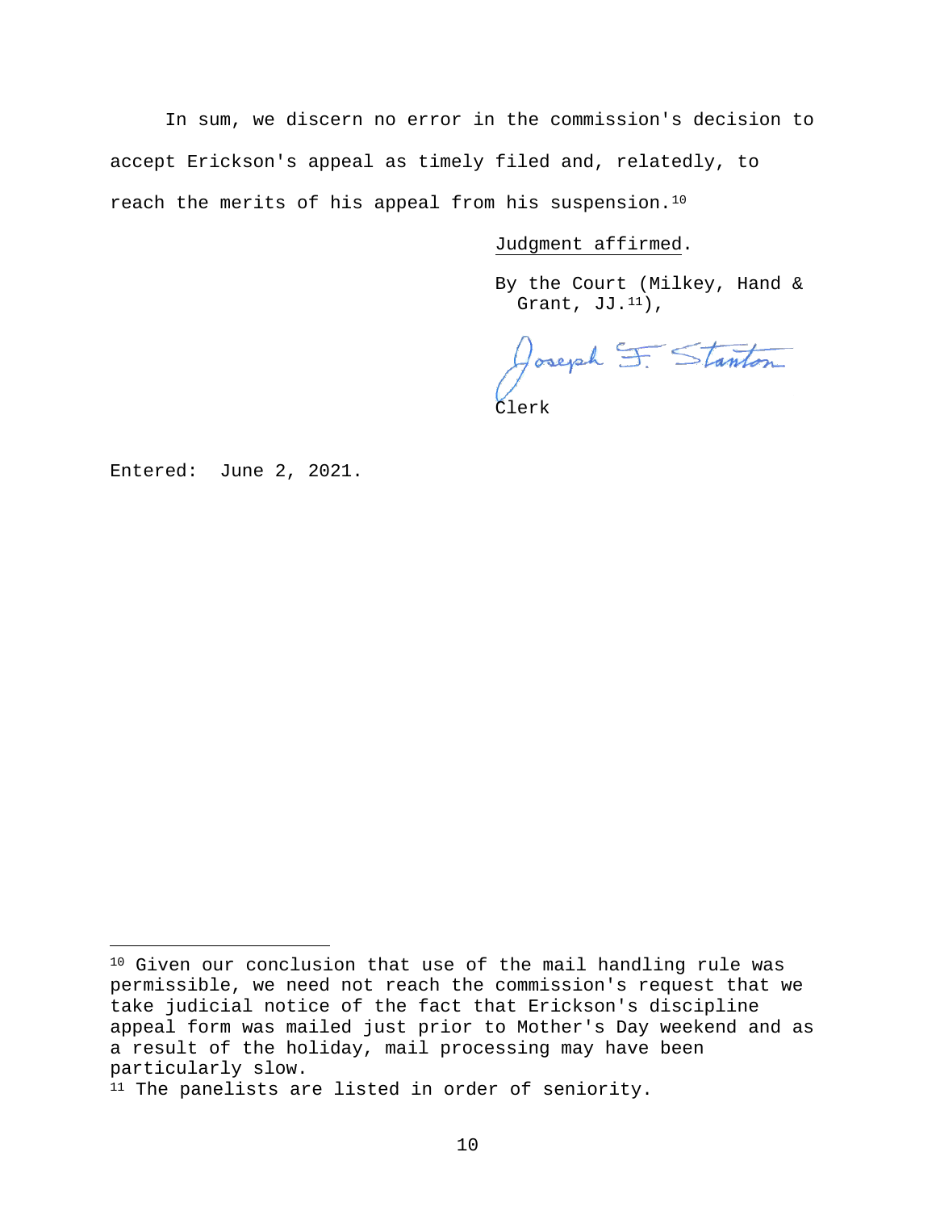In sum, we discern no error in the commission's decision to accept Erickson's appeal as timely filed and, relatedly, to reach the merits of his appeal from his suspension.[10]

Judgment affirmed.

By the Court (Milkey, Hand & Grant, JJ.[11]),

Joseph F. Stanton

Clerk

Entered: June 2, 2021.

---

[10] Given our conclusion that use of the mail handling rule was permissible, we need not reach the commission's request that we take judicial notice of the fact that Erickson's discipline appeal form was mailed just prior to Mother's Day weekend and as a result of the holiday, mail processing may have been particularly slow.

[11] The panelists are listed in order of seniority.